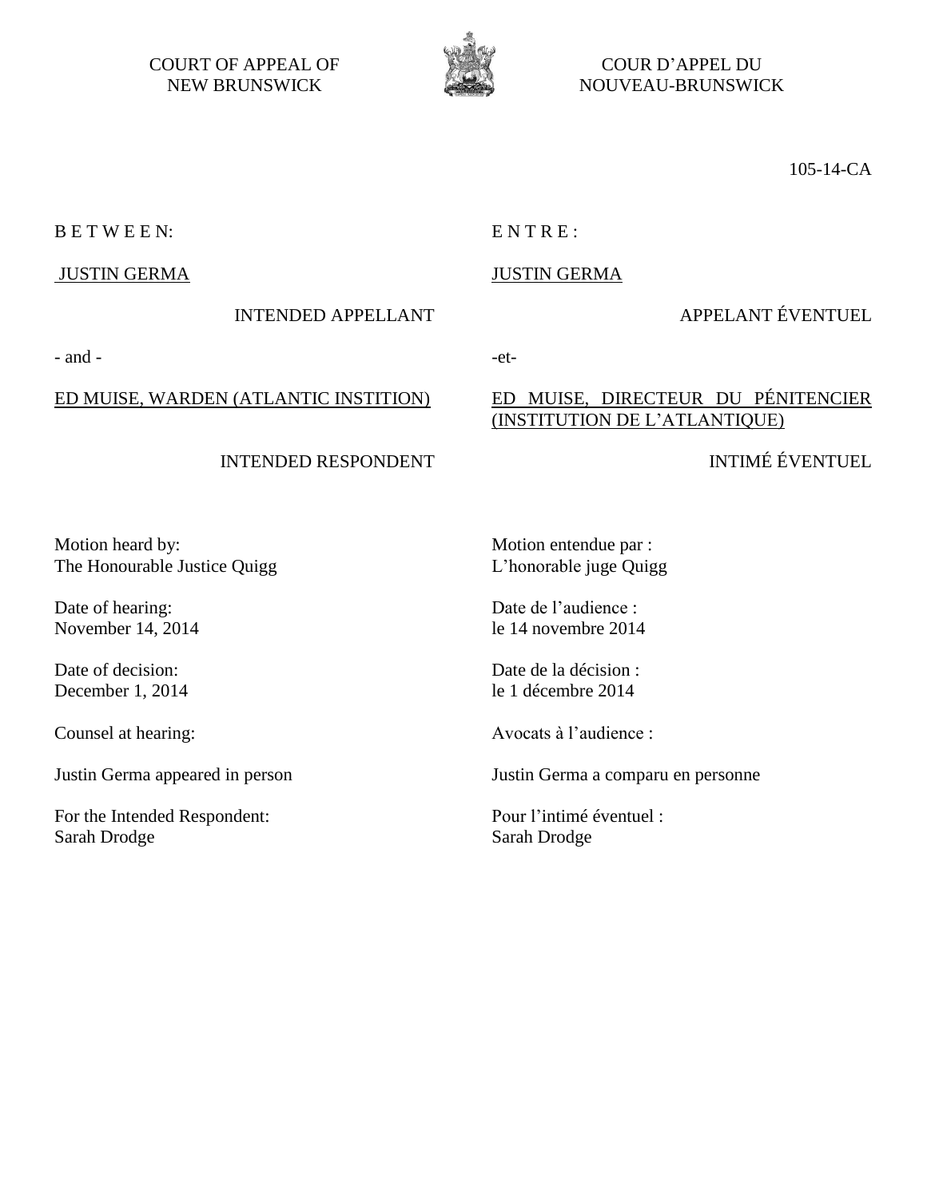| COURT OF APPEAL OF NEW BRUNSWICK | COUR D'APPEL DU NOUVEAU-BRUNSWICK |
|---|---|

105-14-CA

| | |
|---|---|
| B E T W E E N: | E N T R E : |
| JUSTIN GERMA | JUSTIN GERMA |
| INTENDED APPELLANT | APPELANT ÉVENTUEL |
| - and - | -et- |
| ED MUISE, WARDEN (ATLANTIC INSTITION) | ED MUISE, DIRECTEUR DU PÉNITENCIER (INSTITUTION DE L'ATLANTIQUE) |
| INTENDED RESPONDENT | INTIMÉ ÉVENTUEL |

| | |
|---|---|
| Motion heard by:<br>The Honourable Justice Quigg | Motion entendue par :<br>L'honorable juge Quigg |
| Date of hearing:<br>November 14, 2014 | Date de l'audience :<br>le 14 novembre 2014 |
| Date of decision:<br>December 1, 2014 | Date de la décision :<br>le 1 décembre 2014 |
| Counsel at hearing: | Avocats à l'audience : |
| Justin Germa appeared in person | Justin Germa a comparu en personne |
| For the Intended Respondent:<br>Sarah Drodge | Pour l'intimé éventuel :<br>Sarah Drodge |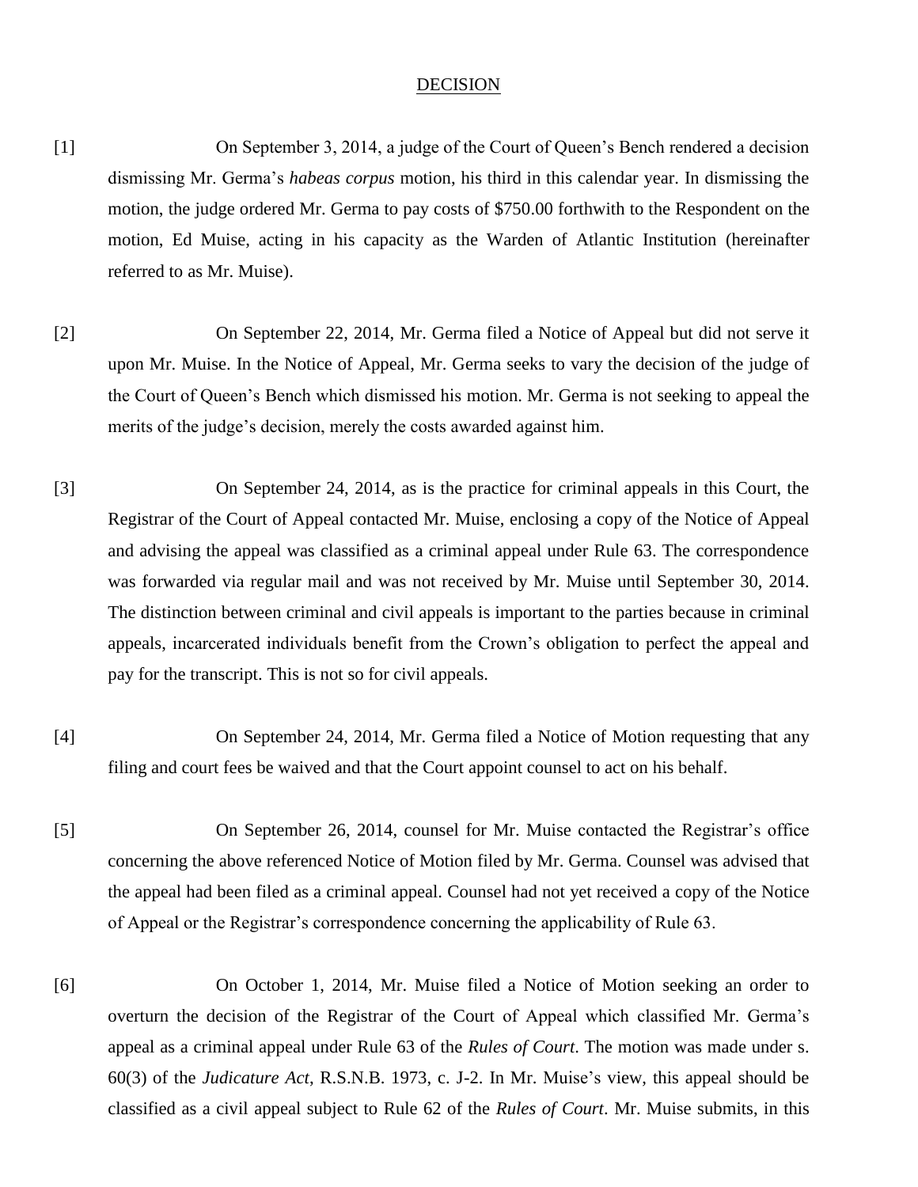## DECISION

[1] On September 3, 2014, a judge of the Court of Queen's Bench rendered a decision dismissing Mr. Germa's *habeas corpus* motion, his third in this calendar year. In dismissing the motion, the judge ordered Mr. Germa to pay costs of $750.00 forthwith to the Respondent on the motion, Ed Muise, acting in his capacity as the Warden of Atlantic Institution (hereinafter referred to as Mr. Muise).

[2] On September 22, 2014, Mr. Germa filed a Notice of Appeal but did not serve it upon Mr. Muise. In the Notice of Appeal, Mr. Germa seeks to vary the decision of the judge of the Court of Queen's Bench which dismissed his motion. Mr. Germa is not seeking to appeal the merits of the judge's decision, merely the costs awarded against him.

[3] On September 24, 2014, as is the practice for criminal appeals in this Court, the Registrar of the Court of Appeal contacted Mr. Muise, enclosing a copy of the Notice of Appeal and advising the appeal was classified as a criminal appeal under Rule 63. The correspondence was forwarded via regular mail and was not received by Mr. Muise until September 30, 2014. The distinction between criminal and civil appeals is important to the parties because in criminal appeals, incarcerated individuals benefit from the Crown's obligation to perfect the appeal and pay for the transcript. This is not so for civil appeals.

[4] On September 24, 2014, Mr. Germa filed a Notice of Motion requesting that any filing and court fees be waived and that the Court appoint counsel to act on his behalf.

[5] On September 26, 2014, counsel for Mr. Muise contacted the Registrar's office concerning the above referenced Notice of Motion filed by Mr. Germa. Counsel was advised that the appeal had been filed as a criminal appeal. Counsel had not yet received a copy of the Notice of Appeal or the Registrar's correspondence concerning the applicability of Rule 63.

[6] On October 1, 2014, Mr. Muise filed a Notice of Motion seeking an order to overturn the decision of the Registrar of the Court of Appeal which classified Mr. Germa's appeal as a criminal appeal under Rule 63 of the *Rules of Court*. The motion was made under s. 60(3) of the *Judicature Act*, R.S.N.B. 1973, c. J-2. In Mr. Muise's view, this appeal should be classified as a civil appeal subject to Rule 62 of the *Rules of Court*. Mr. Muise submits, in this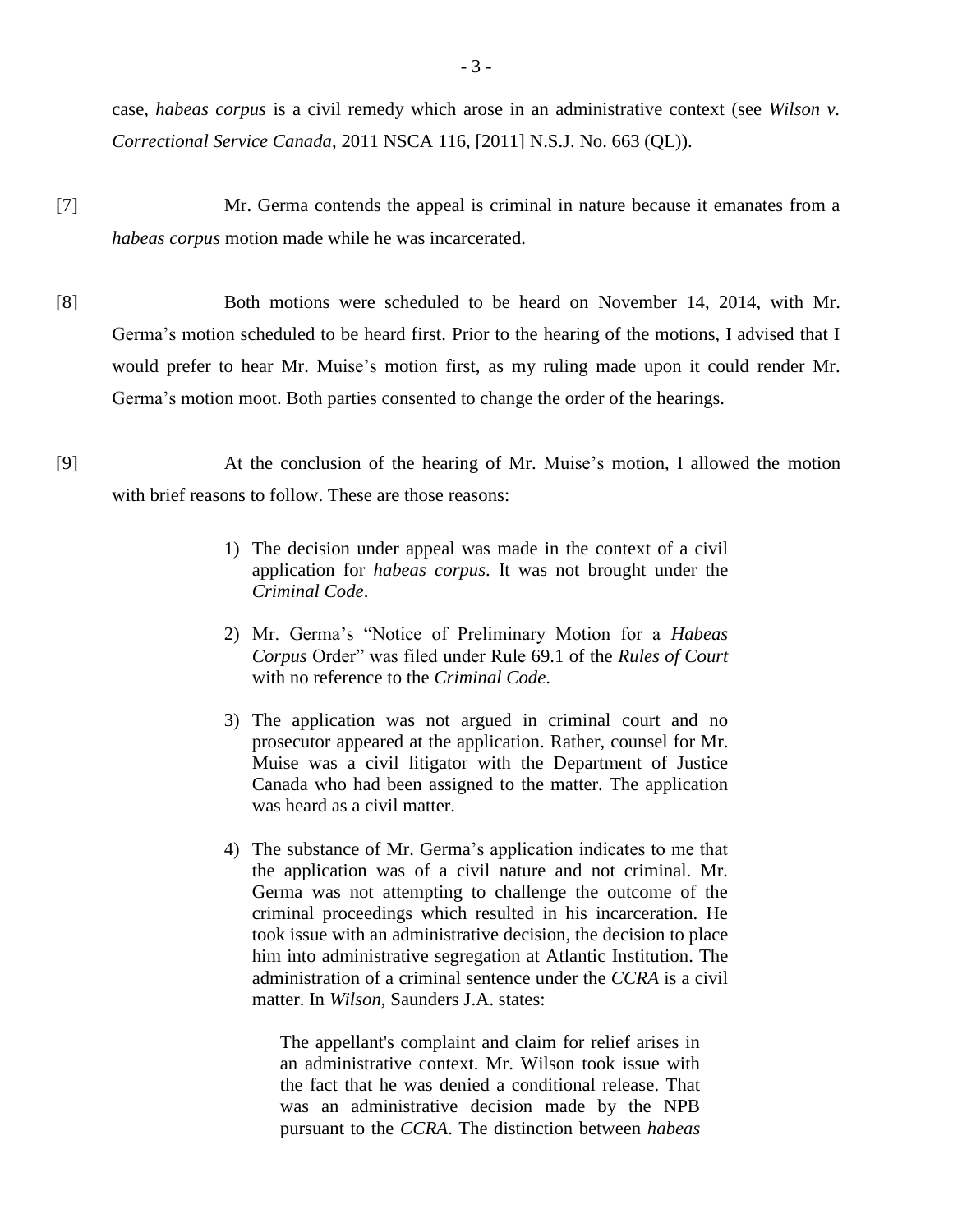case, *habeas corpus* is a civil remedy which arose in an administrative context (see *Wilson v. Correctional Service Canada*, 2011 NSCA 116, [2011] N.S.J. No. 663 (QL)).

[7] Mr. Germa contends the appeal is criminal in nature because it emanates from a *habeas corpus* motion made while he was incarcerated.

[8] Both motions were scheduled to be heard on November 14, 2014, with Mr. Germa's motion scheduled to be heard first. Prior to the hearing of the motions, I advised that I would prefer to hear Mr. Muise's motion first, as my ruling made upon it could render Mr. Germa's motion moot. Both parties consented to change the order of the hearings.

[9] At the conclusion of the hearing of Mr. Muise's motion, I allowed the motion with brief reasons to follow. These are those reasons:

> 1) The decision under appeal was made in the context of a civil application for *habeas corpus*. It was not brought under the *Criminal Code*.
>
> 2) Mr. Germa's "Notice of Preliminary Motion for a *Habeas Corpus* Order" was filed under Rule 69.1 of the *Rules of Court* with no reference to the *Criminal Code*.
>
> 3) The application was not argued in criminal court and no prosecutor appeared at the application. Rather, counsel for Mr. Muise was a civil litigator with the Department of Justice Canada who had been assigned to the matter. The application was heard as a civil matter.
>
> 4) The substance of Mr. Germa's application indicates to me that the application was of a civil nature and not criminal. Mr. Germa was not attempting to challenge the outcome of the criminal proceedings which resulted in his incarceration. He took issue with an administrative decision, the decision to place him into administrative segregation at Atlantic Institution. The administration of a criminal sentence under the *CCRA* is a civil matter. In *Wilson*, Saunders J.A. states:
>
> > The appellant's complaint and claim for relief arises in an administrative context. Mr. Wilson took issue with the fact that he was denied a conditional release. That was an administrative decision made by the NPB pursuant to the *CCRA*. The distinction between *habeas*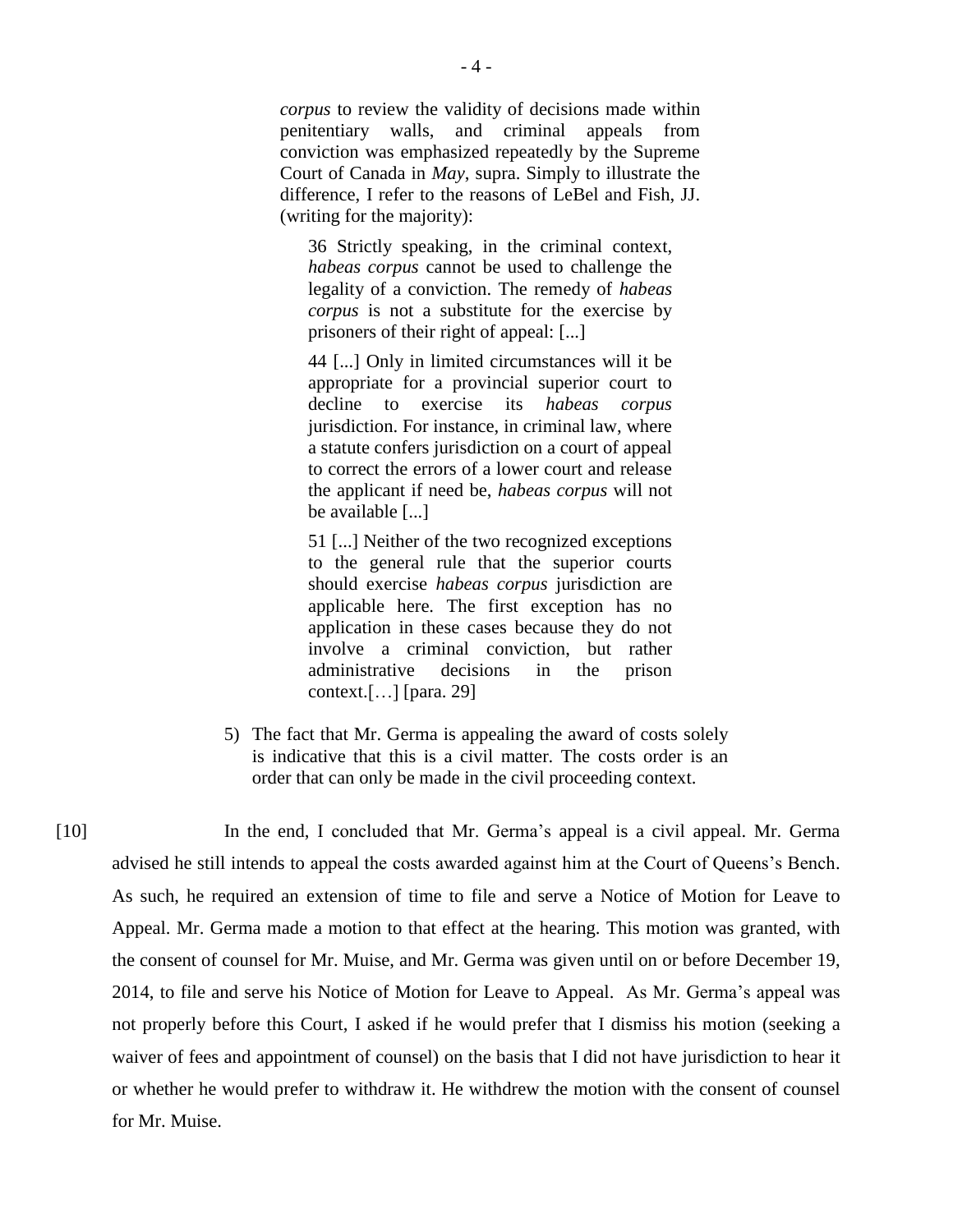> *corpus* to review the validity of decisions made within penitentiary walls, and criminal appeals from conviction was emphasized repeatedly by the Supreme Court of Canada in *May*, supra. Simply to illustrate the difference, I refer to the reasons of LeBel and Fish, JJ. (writing for the majority):
>
> > 36 Strictly speaking, in the criminal context, *habeas corpus* cannot be used to challenge the legality of a conviction. The remedy of *habeas corpus* is not a substitute for the exercise by prisoners of their right of appeal: [...]
> >
> > 44 [...] Only in limited circumstances will it be appropriate for a provincial superior court to decline to exercise its *habeas corpus* jurisdiction. For instance, in criminal law, where a statute confers jurisdiction on a court of appeal to correct the errors of a lower court and release the applicant if need be, *habeas corpus* will not be available [...]
> >
> > 51 [...] Neither of the two recognized exceptions to the general rule that the superior courts should exercise *habeas corpus* jurisdiction are applicable here. The first exception has no application in these cases because they do not involve a criminal conviction, but rather administrative decisions in the prison context.[…] [para. 29]
>
> 5) The fact that Mr. Germa is appealing the award of costs solely is indicative that this is a civil matter. The costs order is an order that can only be made in the civil proceeding context.

[10] In the end, I concluded that Mr. Germa's appeal is a civil appeal. Mr. Germa advised he still intends to appeal the costs awarded against him at the Court of Queens's Bench. As such, he required an extension of time to file and serve a Notice of Motion for Leave to Appeal. Mr. Germa made a motion to that effect at the hearing. This motion was granted, with the consent of counsel for Mr. Muise, and Mr. Germa was given until on or before December 19, 2014, to file and serve his Notice of Motion for Leave to Appeal. As Mr. Germa's appeal was not properly before this Court, I asked if he would prefer that I dismiss his motion (seeking a waiver of fees and appointment of counsel) on the basis that I did not have jurisdiction to hear it or whether he would prefer to withdraw it. He withdrew the motion with the consent of counsel for Mr. Muise.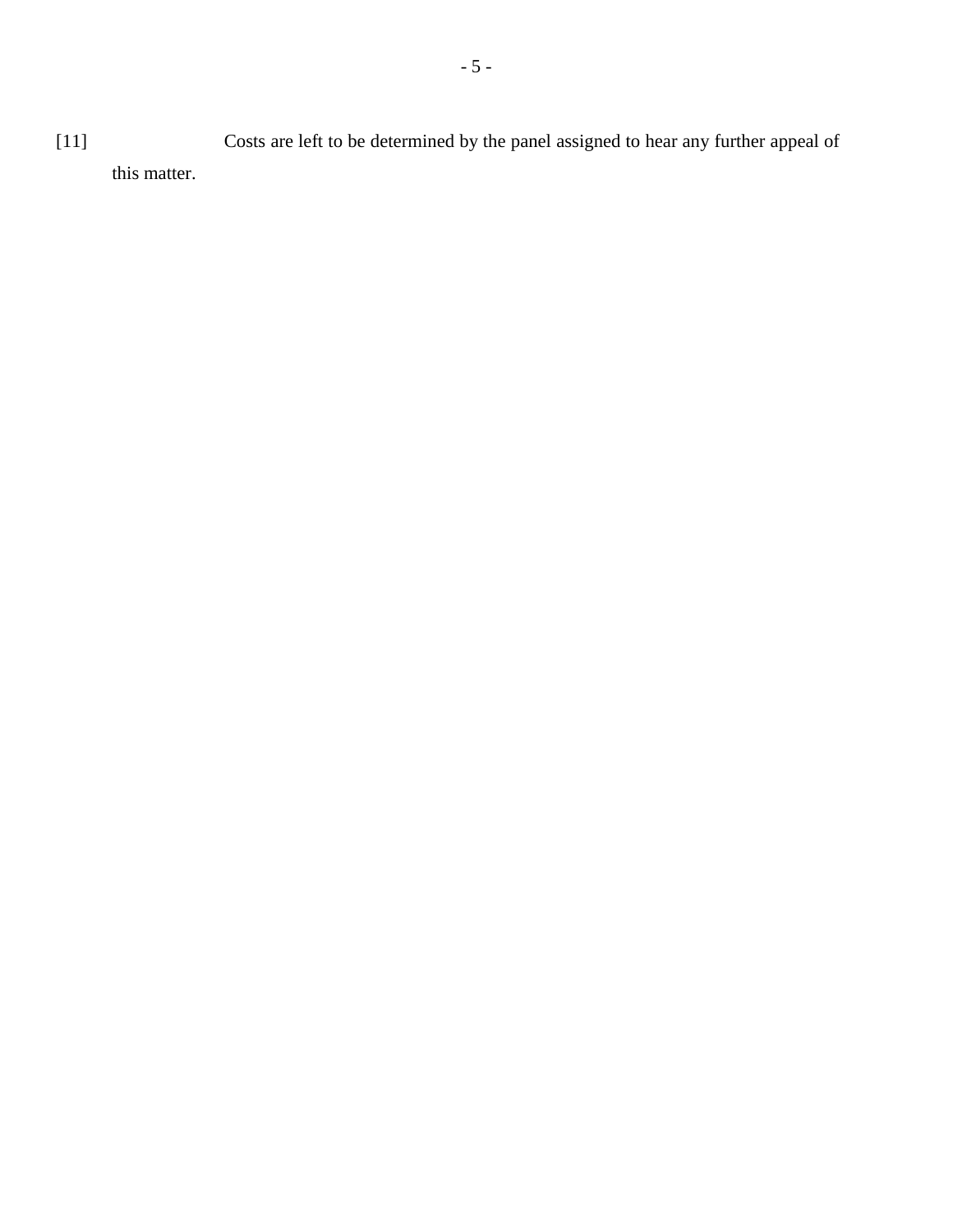[11] Costs are left to be determined by the panel assigned to hear any further appeal of this matter.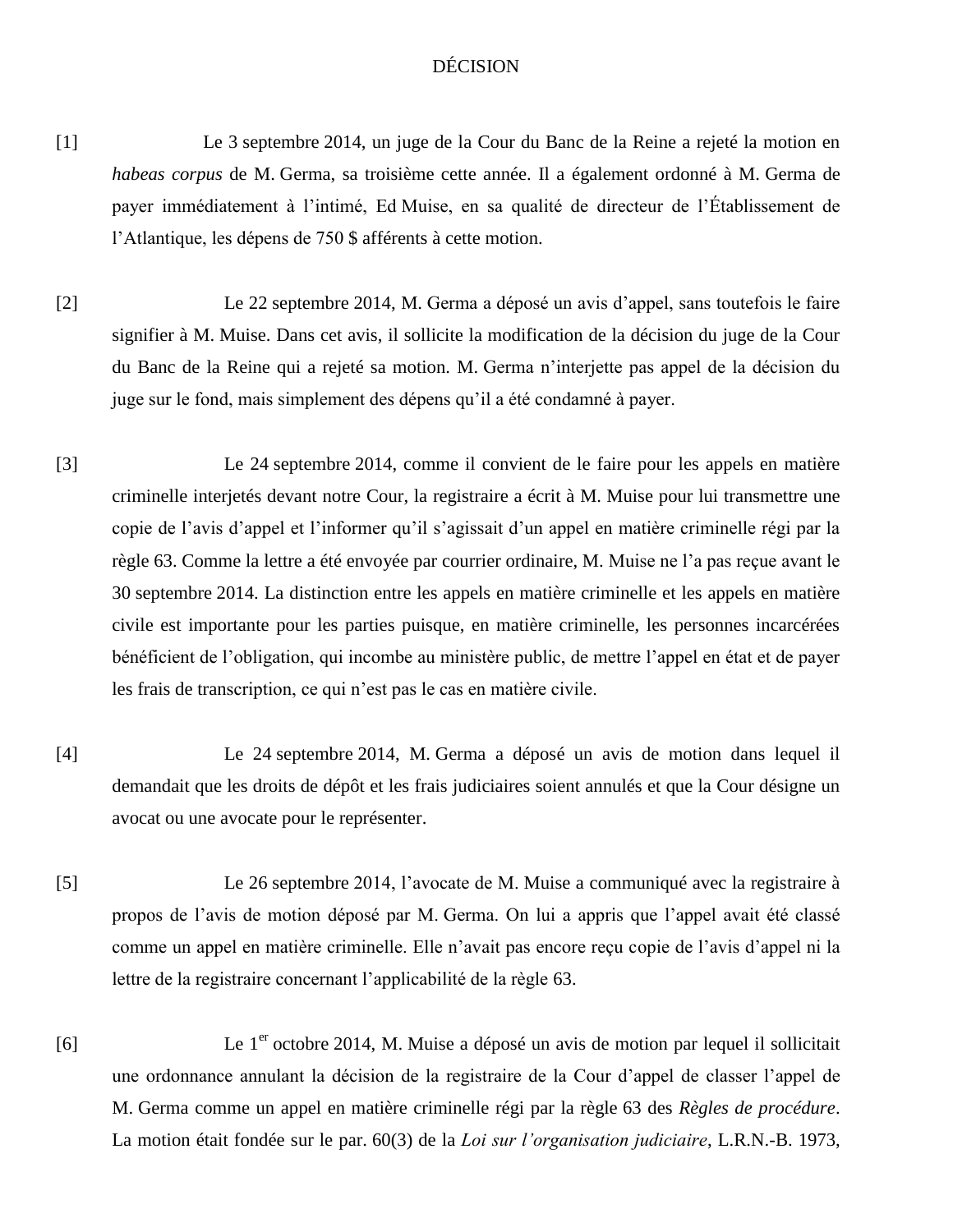DÉCISION

[1] Le 3 septembre 2014, un juge de la Cour du Banc de la Reine a rejeté la motion en *habeas corpus* de M. Germa, sa troisième cette année. Il a également ordonné à M. Germa de payer immédiatement à l'intimé, Ed Muise, en sa qualité de directeur de l'Établissement de l'Atlantique, les dépens de 750 $ afférents à cette motion.

[2] Le 22 septembre 2014, M. Germa a déposé un avis d'appel, sans toutefois le faire signifier à M. Muise. Dans cet avis, il sollicite la modification de la décision du juge de la Cour du Banc de la Reine qui a rejeté sa motion. M. Germa n'interjette pas appel de la décision du juge sur le fond, mais simplement des dépens qu'il a été condamné à payer.

[3] Le 24 septembre 2014, comme il convient de le faire pour les appels en matière criminelle interjetés devant notre Cour, la registraire a écrit à M. Muise pour lui transmettre une copie de l'avis d'appel et l'informer qu'il s'agissait d'un appel en matière criminelle régi par la règle 63. Comme la lettre a été envoyée par courrier ordinaire, M. Muise ne l'a pas reçue avant le 30 septembre 2014. La distinction entre les appels en matière criminelle et les appels en matière civile est importante pour les parties puisque, en matière criminelle, les personnes incarcérées bénéficient de l'obligation, qui incombe au ministère public, de mettre l'appel en état et de payer les frais de transcription, ce qui n'est pas le cas en matière civile.

[4] Le 24 septembre 2014, M. Germa a déposé un avis de motion dans lequel il demandait que les droits de dépôt et les frais judiciaires soient annulés et que la Cour désigne un avocat ou une avocate pour le représenter.

[5] Le 26 septembre 2014, l'avocate de M. Muise a communiqué avec la registraire à propos de l'avis de motion déposé par M. Germa. On lui a appris que l'appel avait été classé comme un appel en matière criminelle. Elle n'avait pas encore reçu copie de l'avis d'appel ni la lettre de la registraire concernant l'applicabilité de la règle 63.

[6] Le 1er octobre 2014, M. Muise a déposé un avis de motion par lequel il sollicitait une ordonnance annulant la décision de la registraire de la Cour d'appel de classer l'appel de M. Germa comme un appel en matière criminelle régi par la règle 63 des *Règles de procédure*. La motion était fondée sur le par. 60(3) de la *Loi sur l'organisation judiciaire*, L.R.N.-B. 1973,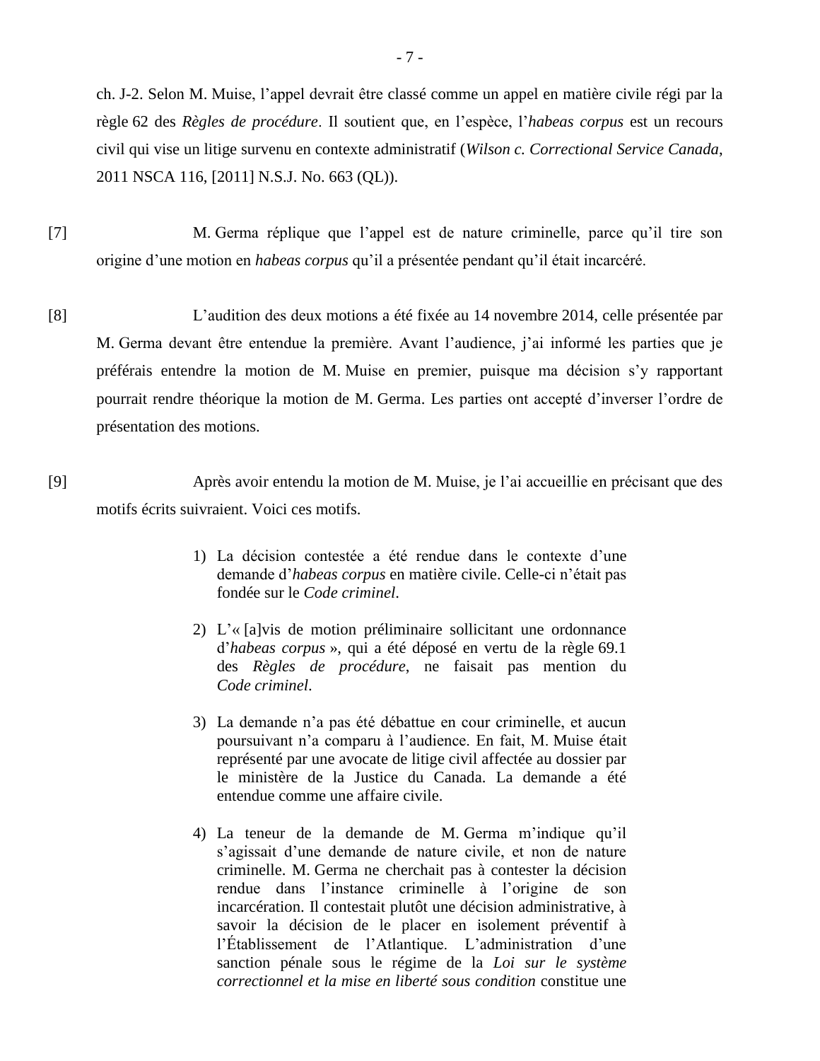ch. J-2. Selon M. Muise, l’appel devrait être classé comme un appel en matière civile régi par la règle 62 des *Règles de procédure*. Il soutient que, en l’espèce, l’*habeas corpus* est un recours civil qui vise un litige survenu en contexte administratif (*Wilson c. Correctional Service Canada*, 2011 NSCA 116, [2011] N.S.J. No. 663 (QL)).

[7] M. Germa réplique que l’appel est de nature criminelle, parce qu’il tire son origine d’une motion en *habeas corpus* qu’il a présentée pendant qu’il était incarcéré.

[8] L’audition des deux motions a été fixée au 14 novembre 2014, celle présentée par M. Germa devant être entendue la première. Avant l’audience, j’ai informé les parties que je préférais entendre la motion de M. Muise en premier, puisque ma décision s’y rapportant pourrait rendre théorique la motion de M. Germa. Les parties ont accepté d’inverser l’ordre de présentation des motions.

[9] Après avoir entendu la motion de M. Muise, je l’ai accueillie en précisant que des motifs écrits suivraient. Voici ces motifs.

1) La décision contestée a été rendue dans le contexte d’une demande d’*habeas corpus* en matière civile. Celle-ci n’était pas fondée sur le *Code criminel*.

2) L’« [a]vis de motion préliminaire sollicitant une ordonnance d’*habeas corpus* », qui a été déposé en vertu de la règle 69.1 des *Règles de procédure*, ne faisait pas mention du *Code criminel*.

3) La demande n’a pas été débattue en cour criminelle, et aucun poursuivant n’a comparu à l’audience. En fait, M. Muise était représenté par une avocate de litige civil affectée au dossier par le ministère de la Justice du Canada. La demande a été entendue comme une affaire civile.

4) La teneur de la demande de M. Germa m’indique qu’il s’agissait d’une demande de nature civile, et non de nature criminelle. M. Germa ne cherchait pas à contester la décision rendue dans l’instance criminelle à l’origine de son incarcération. Il contestait plutôt une décision administrative, à savoir la décision de le placer en isolement préventif à l’Établissement de l’Atlantique. L’administration d’une sanction pénale sous le régime de la *Loi sur le système correctionnel et la mise en liberté sous condition* constitue une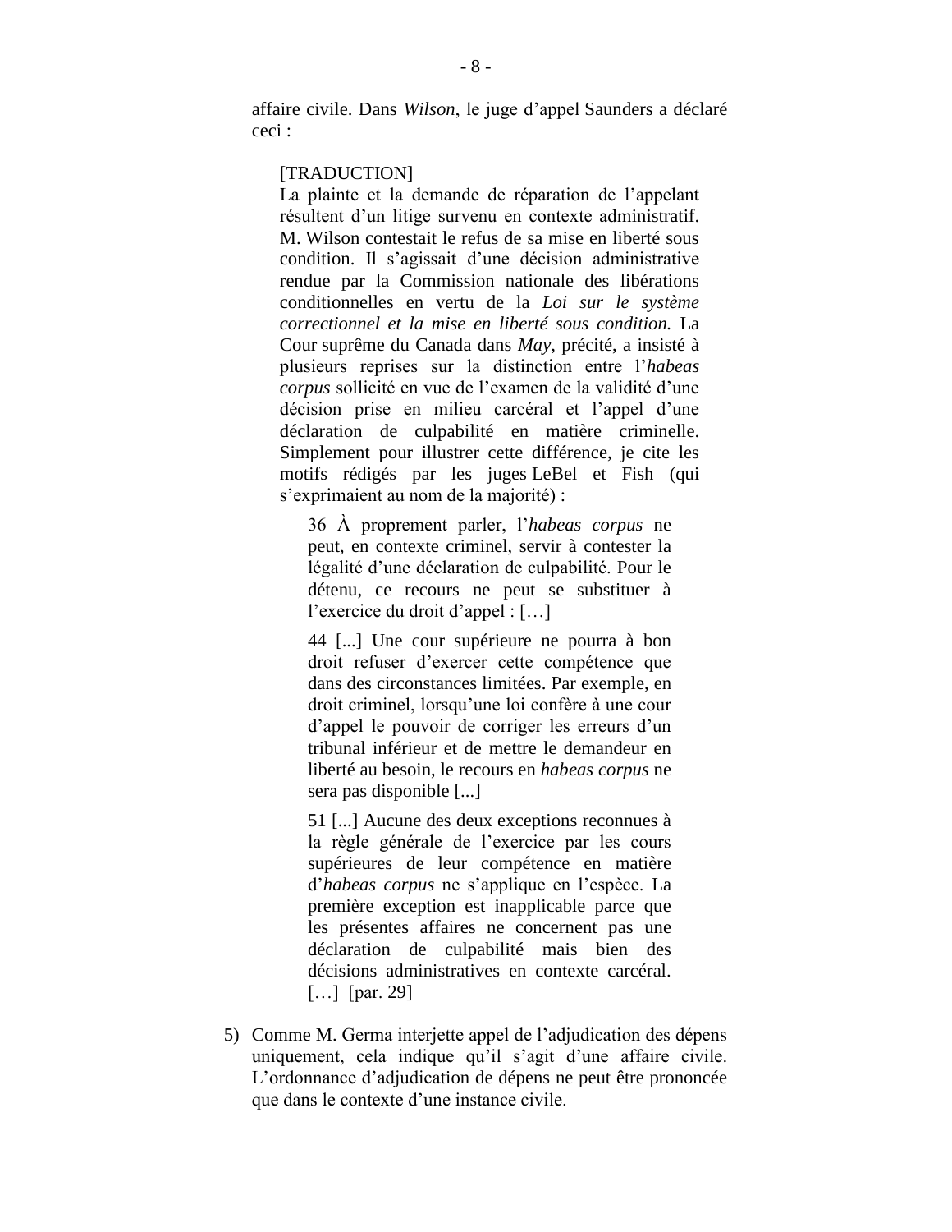affaire civile. Dans *Wilson*, le juge d'appel Saunders a déclaré ceci :

> [TRADUCTION]
> La plainte et la demande de réparation de l'appelant résultent d'un litige survenu en contexte administratif. M. Wilson contestait le refus de sa mise en liberté sous condition. Il s'agissait d'une décision administrative rendue par la Commission nationale des libérations conditionnelles en vertu de la *Loi sur le système correctionnel et la mise en liberté sous condition.* La Cour suprême du Canada dans *May*, précité, a insisté à plusieurs reprises sur la distinction entre l'*habeas corpus* sollicité en vue de l'examen de la validité d'une décision prise en milieu carcéral et l'appel d'une déclaration de culpabilité en matière criminelle. Simplement pour illustrer cette différence, je cite les motifs rédigés par les juges LeBel et Fish (qui s'exprimaient au nom de la majorité) :
>
> > 36 À proprement parler, l'*habeas corpus* ne peut, en contexte criminel, servir à contester la légalité d'une déclaration de culpabilité. Pour le détenu, ce recours ne peut se substituer à l'exercice du droit d'appel : […]
> >
> > 44 [...] Une cour supérieure ne pourra à bon droit refuser d'exercer cette compétence que dans des circonstances limitées. Par exemple, en droit criminel, lorsqu'une loi confère à une cour d'appel le pouvoir de corriger les erreurs d'un tribunal inférieur et de mettre le demandeur en liberté au besoin, le recours en *habeas corpus* ne sera pas disponible [...]
> >
> > 51 [...] Aucune des deux exceptions reconnues à la règle générale de l'exercice par les cours supérieures de leur compétence en matière d'*habeas corpus* ne s'applique en l'espèce. La première exception est inapplicable parce que les présentes affaires ne concernent pas une déclaration de culpabilité mais bien des décisions administratives en contexte carcéral. […] [par. 29]

5) Comme M. Germa interjette appel de l'adjudication des dépens uniquement, cela indique qu'il s'agit d'une affaire civile. L'ordonnance d'adjudication de dépens ne peut être prononcée que dans le contexte d'une instance civile.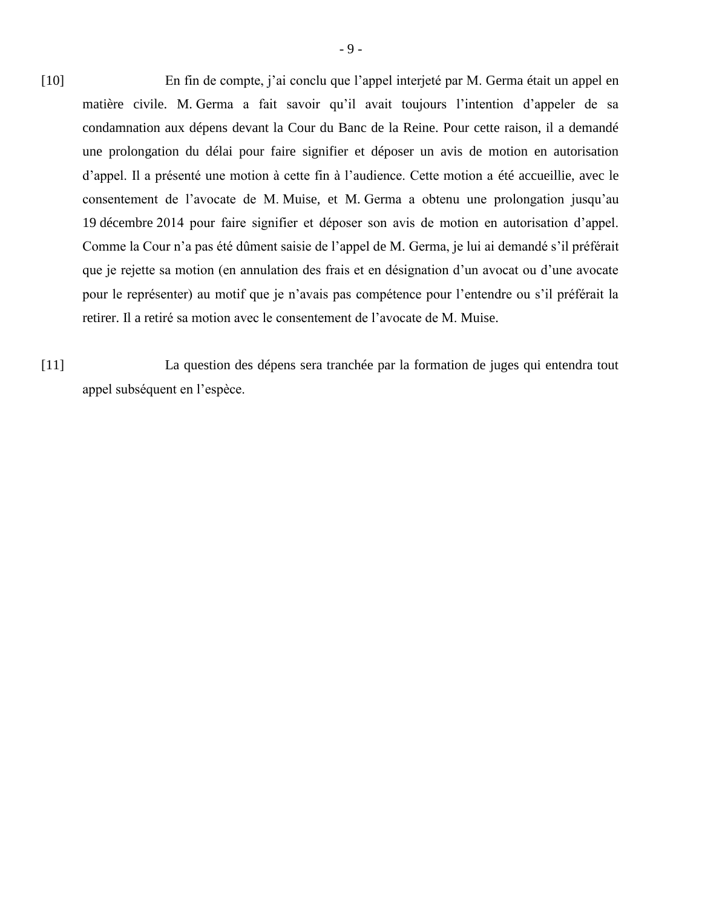[10] En fin de compte, j'ai conclu que l'appel interjeté par M. Germa était un appel en matière civile. M. Germa a fait savoir qu'il avait toujours l'intention d'appeler de sa condamnation aux dépens devant la Cour du Banc de la Reine. Pour cette raison, il a demandé une prolongation du délai pour faire signifier et déposer un avis de motion en autorisation d'appel. Il a présenté une motion à cette fin à l'audience. Cette motion a été accueillie, avec le consentement de l'avocate de M. Muise, et M. Germa a obtenu une prolongation jusqu'au 19 décembre 2014 pour faire signifier et déposer son avis de motion en autorisation d'appel. Comme la Cour n'a pas été dûment saisie de l'appel de M. Germa, je lui ai demandé s'il préférait que je rejette sa motion (en annulation des frais et en désignation d'un avocat ou d'une avocate pour le représenter) au motif que je n'avais pas compétence pour l'entendre ou s'il préférait la retirer. Il a retiré sa motion avec le consentement de l'avocate de M. Muise.

[11] La question des dépens sera tranchée par la formation de juges qui entendra tout appel subséquent en l'espèce.